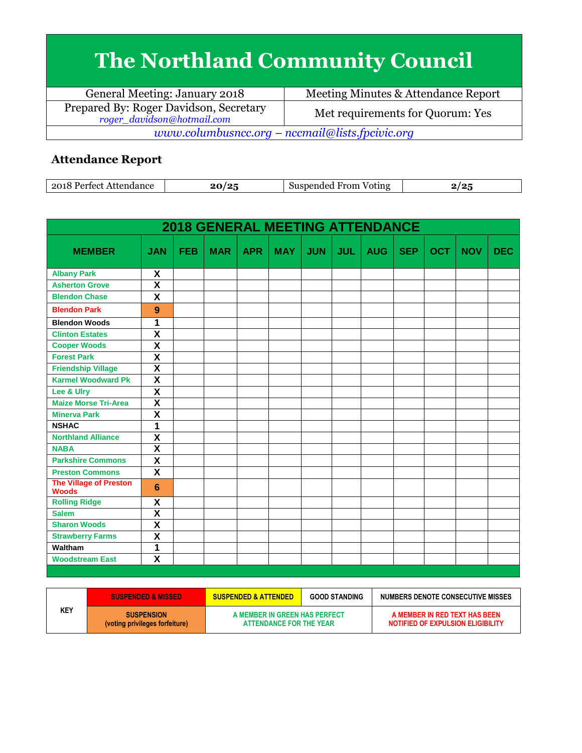# The Northland Community Council

| General Meeting: January 2018 | Meeting Minutes & Attendance Report |
|---|---|
| Prepared By: Roger Davidson, Secretary *roger_davidson@hotmail.com* | Met requirements for Quorum: Yes |

*www.columbusncc.org – nccmail@lists.fpcivic.org*

## Attendance Report

| 2018 Perfect Attendance | **20/25** | Suspended From Voting | **2/25** |
|---|---|---|---|

**2018 GENERAL MEETING ATTENDANCE**

| MEMBER | JAN | FEB | MAR | APR | MAY | JUN | JUL | AUG | SEP | OCT | NOV | DEC |
|---|---|---|---|---|---|---|---|---|---|---|---|---|
| Albany Park | X | | | | | | | | | | | |
| Asherton Grove | X | | | | | | | | | | | |
| Blendon Chase | X | | | | | | | | | | | |
| Blendon Park | 9 | | | | | | | | | | | |
| Blendon Woods | 1 | | | | | | | | | | | |
| Clinton Estates | X | | | | | | | | | | | |
| Cooper Woods | X | | | | | | | | | | | |
| Forest Park | X | | | | | | | | | | | |
| Friendship Village | X | | | | | | | | | | | |
| Karmel Woodward Pk | X | | | | | | | | | | | |
| Lee & Ulry | X | | | | | | | | | | | |
| Maize Morse Tri-Area | X | | | | | | | | | | | |
| Minerva Park | X | | | | | | | | | | | |
| NSHAC | 1 | | | | | | | | | | | |
| Northland Alliance | X | | | | | | | | | | | |
| NABA | X | | | | | | | | | | | |
| Parkshire Commons | X | | | | | | | | | | | |
| Preston Commons | X | | | | | | | | | | | |
| The Village of Preston Woods | 6 | | | | | | | | | | | |
| Rolling Ridge | X | | | | | | | | | | | |
| Salem | X | | | | | | | | | | | |
| Sharon Woods | X | | | | | | | | | | | |
| Strawberry Farms | X | | | | | | | | | | | |
| Waltham | 1 | | | | | | | | | | | |
| Woodstream East | X | | | | | | | | | | | |

| KEY | SUSPENDED & MISSED | SUSPENDED & ATTENDED | GOOD STANDING | NUMBERS DENOTE CONSECUTIVE MISSES |
|---|---|---|---|---|
| | SUSPENSION (voting privileges forfeiture) | A MEMBER IN GREEN HAS PERFECT ATTENDANCE FOR THE YEAR | | A MEMBER IN RED TEXT HAS BEEN NOTIFIED OF EXPULSION ELIGIBILITY |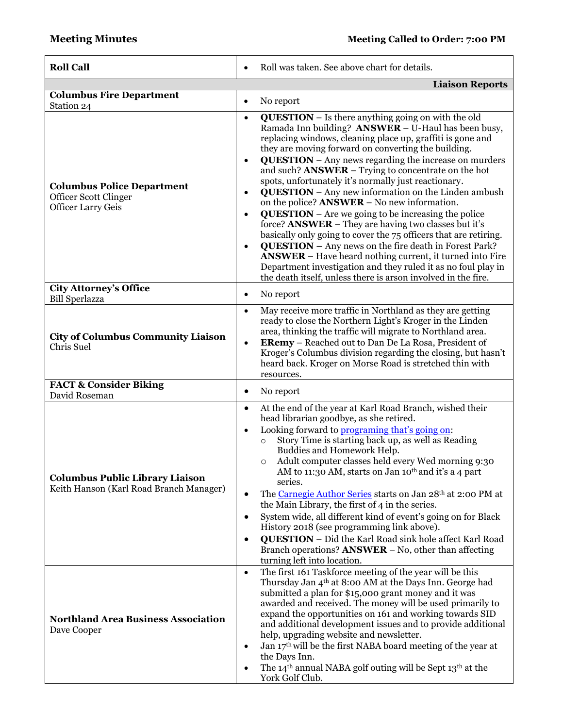**Meeting Minutes** **Meeting Called to Order: 7:00 PM**

| | |
|---|---|
| **Roll Call** | • Roll was taken. See above chart for details. |
| | **Liaison Reports** |
| **Columbus Fire Department**<br>Station 24 | • No report |
| **Columbus Police Department**<br>Officer Scott Clinger<br>Officer Larry Geis | • **QUESTION** – Is there anything going on with the old Ramada Inn building? **ANSWER** – U-Haul has been busy, replacing windows, cleaning place up, graffiti is gone and they are moving forward on converting the building.<br>• **QUESTION** – Any news regarding the increase on murders and such? **ANSWER** – Trying to concentrate on the hot spots, unfortunately it's normally just reactionary.<br>• **QUESTION** – Any new information on the Linden ambush on the police? **ANSWER** – No new information.<br>• **QUESTION** – Are we going to be increasing the police force? **ANSWER** – They are having two classes but it's basically only going to cover the 75 officers that are retiring.<br>• **QUESTION –** Any news on the fire death in Forest Park? **ANSWER** – Have heard nothing current, it turned into Fire Department investigation and they ruled it as no foul play in the death itself, unless there is arson involved in the fire. |
| **City Attorney's Office**<br>Bill Sperlazza | • No report |
| **City of Columbus Community Liaison**<br>Chris Suel | • May receive more traffic in Northland as they are getting ready to close the Northern Light's Kroger in the Linden area, thinking the traffic will migrate to Northland area.<br>• **ERemy** – Reached out to Dan De La Rosa, President of Kroger's Columbus division regarding the closing, but hasn't heard back. Kroger on Morse Road is stretched thin with resources. |
| **FACT & Consider Biking**<br>David Roseman | • No report |
| **Columbus Public Library Liaison**<br>Keith Hanson (Karl Road Branch Manager) | • At the end of the year at Karl Road Branch, wished their head librarian goodbye, as she retired.<br>• Looking forward to programing that's going on:<br>&nbsp;&nbsp;○ Story Time is starting back up, as well as Reading Buddies and Homework Help.<br>&nbsp;&nbsp;○ Adult computer classes held every Wed morning 9:30 AM to 11:30 AM, starts on Jan 10th and it's a 4 part series.<br>• The Carnegie Author Series starts on Jan 28th at 2:00 PM at the Main Library, the first of 4 in the series.<br>• System wide, all different kind of event's going on for Black History 2018 (see programming link above).<br>• **QUESTION** – Did the Karl Road sink hole affect Karl Road Branch operations? **ANSWER** – No, other than affecting turning left into location. |
| **Northland Area Business Association**<br>Dave Cooper | • The first 161 Taskforce meeting of the year will be this Thursday Jan 4th at 8:00 AM at the Days Inn. George had submitted a plan for $15,000 grant money and it was awarded and received. The money will be used primarily to expand the opportunities on 161 and working towards SID and additional development issues and to provide additional help, upgrading website and newsletter.<br>• Jan 17th will be the first NABA board meeting of the year at the Days Inn.<br>• The 14th annual NABA golf outing will be Sept 13th at the York Golf Club. |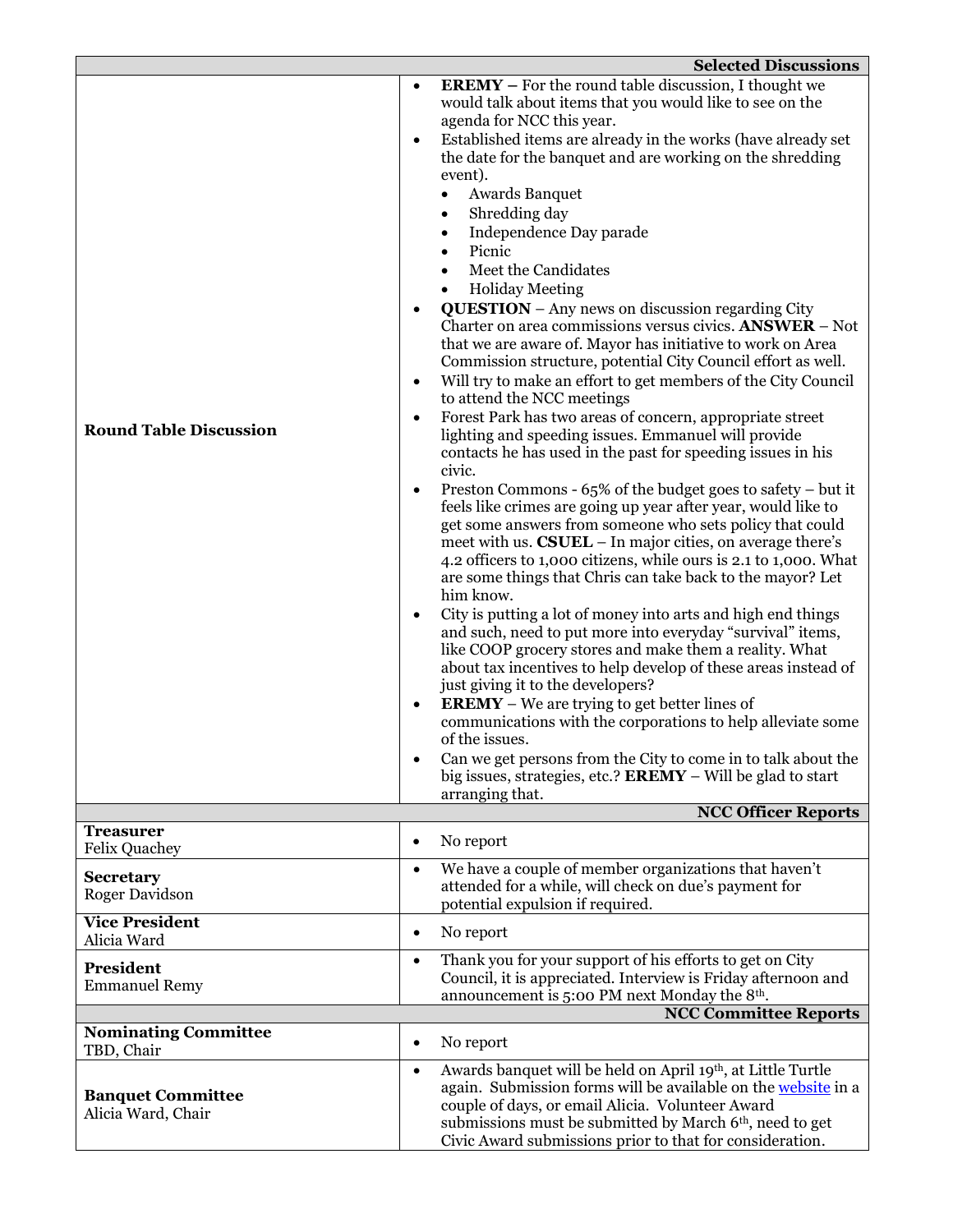| | Selected Discussions |
|---|---|
| **Round Table Discussion** | • **EREMY –** For the round table discussion, I thought we would talk about items that you would like to see on the agenda for NCC this year.<br>• Established items are already in the works (have already set the date for the banquet and are working on the shredding event).<br>&nbsp;&nbsp;&nbsp;&nbsp;• Awards Banquet<br>&nbsp;&nbsp;&nbsp;&nbsp;• Shredding day<br>&nbsp;&nbsp;&nbsp;&nbsp;• Independence Day parade<br>&nbsp;&nbsp;&nbsp;&nbsp;• Picnic<br>&nbsp;&nbsp;&nbsp;&nbsp;• Meet the Candidates<br>&nbsp;&nbsp;&nbsp;&nbsp;• Holiday Meeting<br>• **QUESTION** – Any news on discussion regarding City Charter on area commissions versus civics. **ANSWER** – Not that we are aware of. Mayor has initiative to work on Area Commission structure, potential City Council effort as well.<br>• Will try to make an effort to get members of the City Council to attend the NCC meetings<br>• Forest Park has two areas of concern, appropriate street lighting and speeding issues. Emmanuel will provide contacts he has used in the past for speeding issues in his civic.<br>• Preston Commons - 65% of the budget goes to safety – but it feels like crimes are going up year after year, would like to get some answers from someone who sets policy that could meet with us. **CSUEL** – In major cities, on average there's 4.2 officers to 1,000 citizens, while ours is 2.1 to 1,000. What are some things that Chris can take back to the mayor? Let him know.<br>• City is putting a lot of money into arts and high end things and such, need to put more into everyday "survival" items, like COOP grocery stores and make them a reality. What about tax incentives to help develop of these areas instead of just giving it to the developers?<br>• **EREMY** – We are trying to get better lines of communications with the corporations to help alleviate some of the issues.<br>• Can we get persons from the City to come in to talk about the big issues, strategies, etc.? **EREMY** – Will be glad to start arranging that. |
| | **NCC Officer Reports** |
| **Treasurer**<br>Felix Quachey | • No report |
| **Secretary**<br>Roger Davidson | • We have a couple of member organizations that haven't attended for a while, will check on due's payment for potential expulsion if required. |
| **Vice President**<br>Alicia Ward | • No report |
| **President**<br>Emmanuel Remy | • Thank you for your support of his efforts to get on City Council, it is appreciated. Interview is Friday afternoon and announcement is 5:00 PM next Monday the 8th. |
| | **NCC Committee Reports** |
| **Nominating Committee**<br>TBD, Chair | • No report |
| **Banquet Committee**<br>Alicia Ward, Chair | • Awards banquet will be held on April 19th, at Little Turtle again. Submission forms will be available on the website in a couple of days, or email Alicia. Volunteer Award submissions must be submitted by March 6th, need to get Civic Award submissions prior to that for consideration. |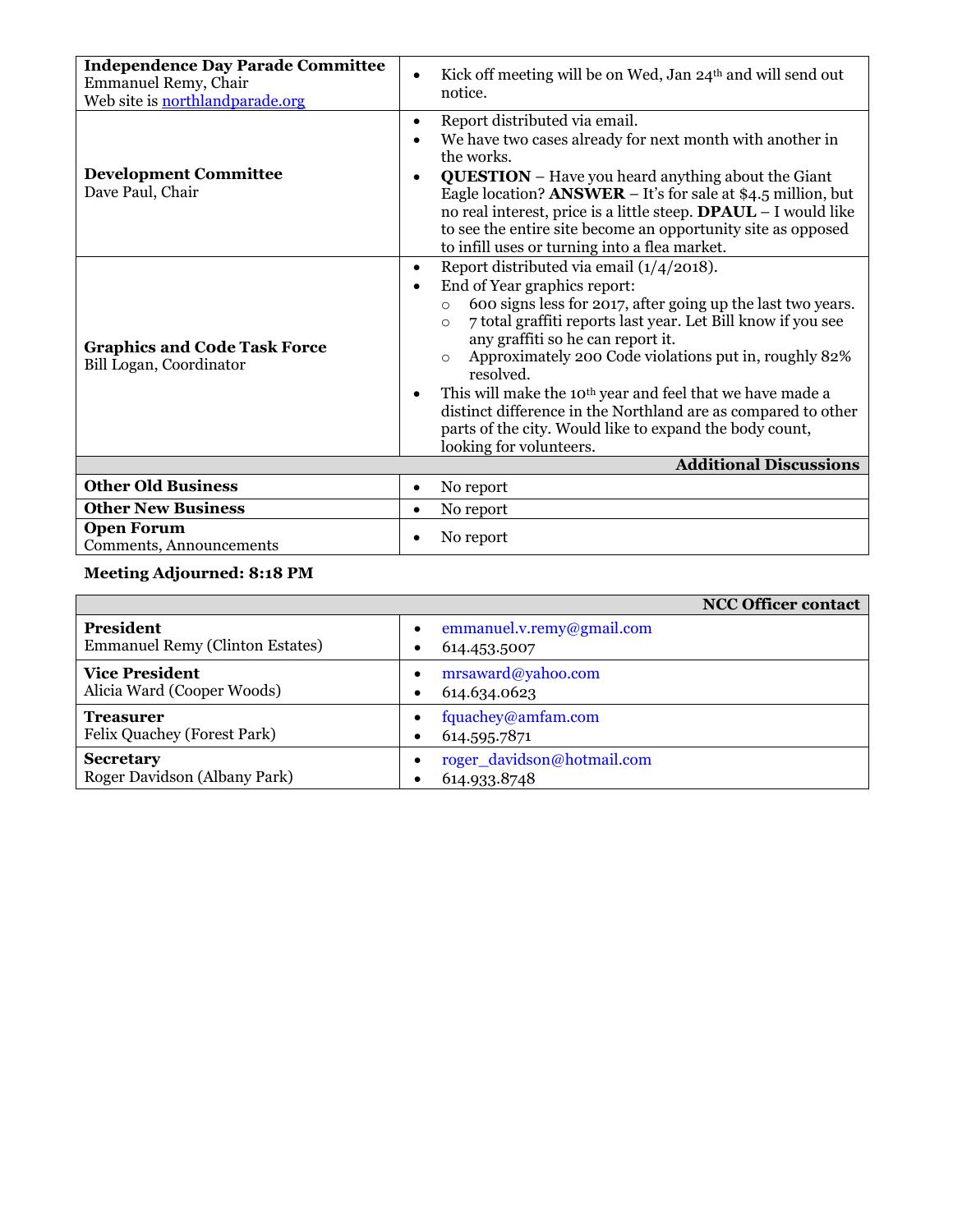| | |
|---|---|
| **Independence Day Parade Committee**<br>Emmanuel Remy, Chair<br>Web site is [northlandparade.org](northlandparade.org) | • Kick off meeting will be on Wed, Jan 24th and will send out notice. |
| **Development Committee**<br>Dave Paul, Chair | • Report distributed via email.<br>• We have two cases already for next month with another in the works.<br>• **QUESTION** – Have you heard anything about the Giant Eagle location? **ANSWER** – It's for sale at $4.5 million, but no real interest, price is a little steep. **DPAUL** – I would like to see the entire site become an opportunity site as opposed to infill uses or turning into a flea market. |
| **Graphics and Code Task Force**<br>Bill Logan, Coordinator | • Report distributed via email (1/4/2018).<br>• End of Year graphics report:<br>  ○ 600 signs less for 2017, after going up the last two years.<br>  ○ 7 total graffiti reports last year. Let Bill know if you see any graffiti so he can report it.<br>  ○ Approximately 200 Code violations put in, roughly 82% resolved.<br>• This will make the 10th year and feel that we have made a distinct difference in the Northland are as compared to other parts of the city. Would like to expand the body count, looking for volunteers. |
| | **Additional Discussions** |
| **Other Old Business** | • No report |
| **Other New Business** | • No report |
| **Open Forum**<br>Comments, Announcements | • No report |

**Meeting Adjourned: 8:18 PM**

| | |
|---|---|
| | **NCC Officer contact** |
| **President**<br>Emmanuel Remy (Clinton Estates) | • emmanuel.v.remy@gmail.com<br>• 614.453.5007 |
| **Vice President**<br>Alicia Ward (Cooper Woods) | • mrsaward@yahoo.com<br>• 614.634.0623 |
| **Treasurer**<br>Felix Quachey (Forest Park) | • fquachey@amfam.com<br>• 614.595.7871 |
| **Secretary**<br>Roger Davidson (Albany Park) | • roger_davidson@hotmail.com<br>• 614.933.8748 |